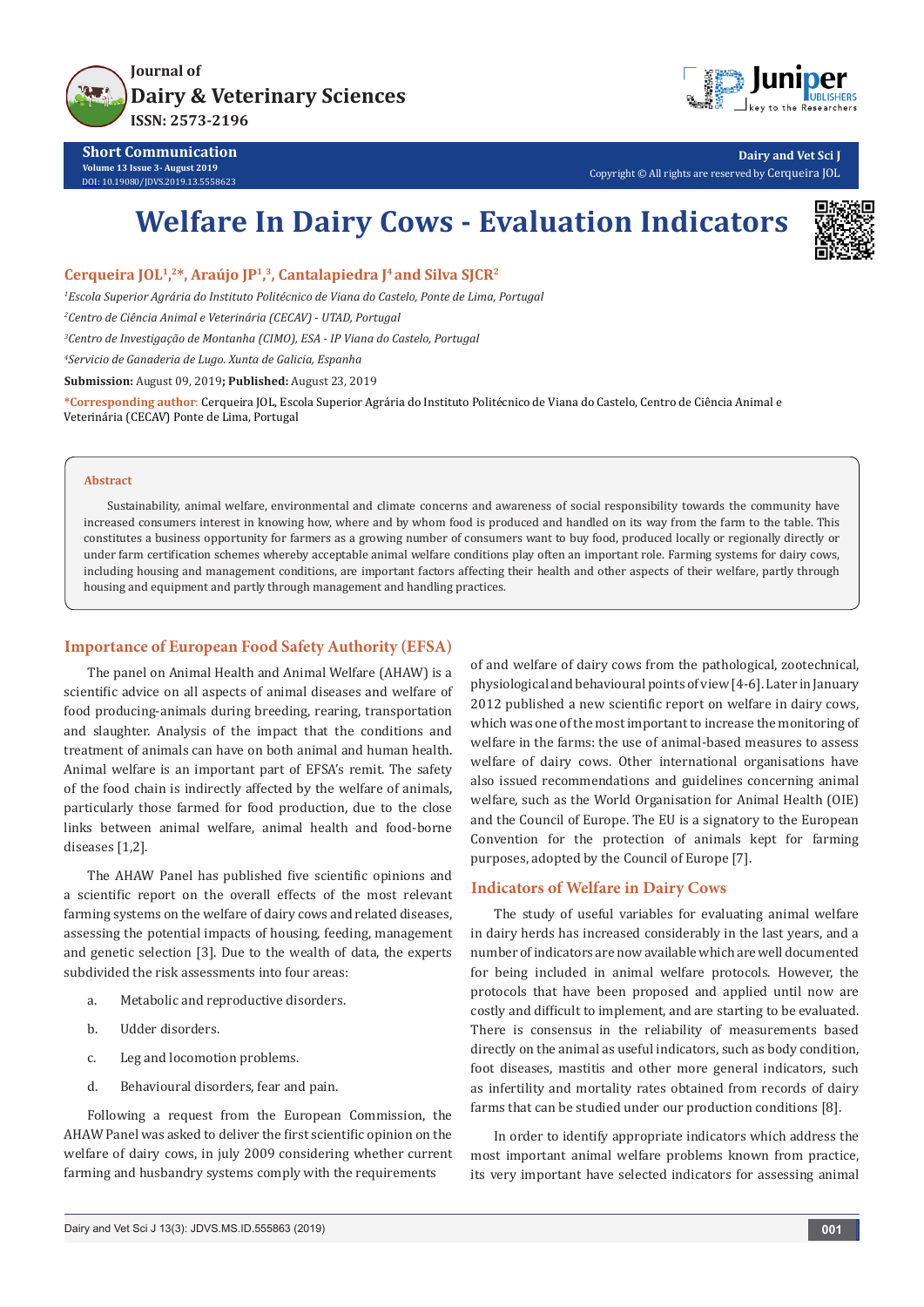# Welfare In Dairy Cows - Evaluation Indicators

**Cerqueira JOL[1,2]*, Araújo JP[1,3], Cantalapiedra J[4] and Silva SJCR[2]**

*[1]Escola Superior Agrária do Instituto Politécnico de Viana do Castelo, Ponte de Lima, Portugal*

*[2]Centro de Ciência Animal e Veterinária (CECAV) - UTAD, Portugal*

*[3]Centro de Investigação de Montanha (CIMO), ESA - IP Viana do Castelo, Portugal*

*[4]Servicio de Ganaderia de Lugo. Xunta de Galicia, Espanha*

**Submission:** August 09, 2019**; Published:** August 23, 2019

**\*Corresponding author:** Cerqueira JOL, Escola Superior Agrária do Instituto Politécnico de Viana do Castelo, Centro de Ciência Animal e Veterinária (CECAV) Ponte de Lima, Portugal

**Short Communication**

**Abstract**

Sustainability, animal welfare, environmental and climate concerns and awareness of social responsibility towards the community have increased consumers interest in knowing how, where and by whom food is produced and handled on its way from the farm to the table. This constitutes a business opportunity for farmers as a growing number of consumers want to buy food, produced locally or regionally directly or under farm certification schemes whereby acceptable animal welfare conditions play often an important role. Farming systems for dairy cows, including housing and management conditions, are important factors affecting their health and other aspects of their welfare, partly through housing and equipment and partly through management and handling practices.

## Importance of European Food Safety Authority (EFSA)

The panel on Animal Health and Animal Welfare (AHAW) is a scientific advice on all aspects of animal diseases and welfare of food producing-animals during breeding, rearing, transportation and slaughter. Analysis of the impact that the conditions and treatment of animals can have on both animal and human health. Animal welfare is an important part of EFSA's remit. The safety of the food chain is indirectly affected by the welfare of animals, particularly those farmed for food production, due to the close links between animal welfare, animal health and food-borne diseases [1,2].

The AHAW Panel has published five scientific opinions and a scientific report on the overall effects of the most relevant farming systems on the welfare of dairy cows and related diseases, assessing the potential impacts of housing, feeding, management and genetic selection [3]. Due to the wealth of data, the experts subdivided the risk assessments into four areas:

a. Metabolic and reproductive disorders.

b. Udder disorders.

c. Leg and locomotion problems.

d. Behavioural disorders, fear and pain.

Following a request from the European Commission, the AHAW Panel was asked to deliver the first scientific opinion on the welfare of dairy cows, in july 2009 considering whether current farming and husbandry systems comply with the requirements of and welfare of dairy cows from the pathological, zootechnical, physiological and behavioural points of view [4-6]. Later in January 2012 published a new scientific report on welfare in dairy cows, which was one of the most important to increase the monitoring of welfare in the farms: the use of animal-based measures to assess welfare of dairy cows. Other international organisations have also issued recommendations and guidelines concerning animal welfare, such as the World Organisation for Animal Health (OIE) and the Council of Europe. The EU is a signatory to the European Convention for the protection of animals kept for farming purposes, adopted by the Council of Europe [7].

## Indicators of Welfare in Dairy Cows

The study of useful variables for evaluating animal welfare in dairy herds has increased considerably in the last years, and a number of indicators are now available which are well documented for being included in animal welfare protocols. However, the protocols that have been proposed and applied until now are costly and difficult to implement, and are starting to be evaluated. There is consensus in the reliability of measurements based directly on the animal as useful indicators, such as body condition, foot diseases, mastitis and other more general indicators, such as infertility and mortality rates obtained from records of dairy farms that can be studied under our production conditions [8].

In order to identify appropriate indicators which address the most important animal welfare problems known from practice, its very important have selected indicators for assessing animal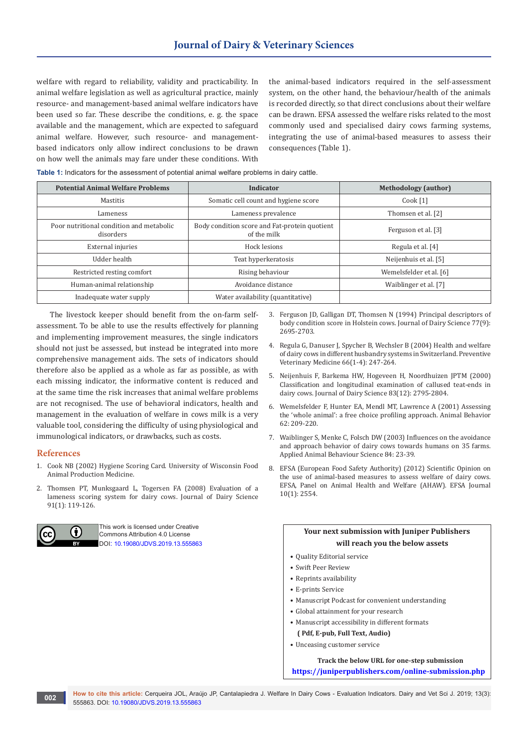welfare with regard to reliability, validity and practicability. In animal welfare legislation as well as agricultural practice, mainly resource- and management-based animal welfare indicators have been used so far. These describe the conditions, e. g. the space available and the management, which are expected to safeguard animal welfare. However, such resource- and management-based indicators only allow indirect conclusions to be drawn on how well the animals may fare under these conditions. With the animal-based indicators required in the self-assessment system, on the other hand, the behaviour/health of the animals is recorded directly, so that direct conclusions about their welfare can be drawn. EFSA assessed the welfare risks related to the most commonly used and specialised dairy cows farming systems, integrating the use of animal-based measures to assess their consequences (Table 1).

**Table 1:** Indicators for the assessment of potential animal welfare problems in dairy cattle.

| Potential Animal Welfare Problems | Indicator | Methodology (author) |
|---|---|---|
| Mastitis | Somatic cell count and hygiene score | Cook [1] |
| Lameness | Lameness prevalence | Thomsen et al. [2] |
| Poor nutritional condition and metabolic disorders | Body condition score and Fat-protein quotient of the milk | Ferguson et al. [3] |
| External injuries | Hock lesions | Regula et al. [4] |
| Udder health | Teat hyperkeratosis | Neijenhuis et al. [5] |
| Restricted resting comfort | Rising behaviour | Wemelsfelder et al. [6] |
| Human-animal relationship | Avoidance distance | Waiblinger et al. [7] |
| Inadequate water supply | Water availability (quantitative) | |

The livestock keeper should benefit from the on-farm self-assessment. To be able to use the results effectively for planning and implementing improvement measures, the single indicators should not just be assessed, but instead be integrated into more comprehensive management aids. The sets of indicators should therefore also be applied as a whole as far as possible, as with each missing indicator, the informative content is reduced and at the same time the risk increases that animal welfare problems are not recognised. The use of behavioral indicators, health and management in the evaluation of welfare in cows milk is a very valuable tool, considering the difficulty of using physiological and immunological indicators, or drawbacks, such as costs.

## References

1. Cook NB (2002) Hygiene Scoring Card. University of Wisconsin Food Animal Production Medicine.
2. Thomsen PT, Munksgaard L, Togersen FA (2008) Evaluation of a lameness scoring system for dairy cows. Journal of Dairy Science 91(1): 119-126.
3. Ferguson JD, Galligan DT, Thomsen N (1994) Principal descriptors of body condition score in Holstein cows. Journal of Dairy Science 77(9): 2695-2703.
4. Regula G, Danuser J, Spycher B, Wechsler B (2004) Health and welfare of dairy cows in different husbandry systems in Switzerland. Preventive Veterinary Medicine 66(1-4): 247-264.
5. Neijenhuis F, Barkema HW, Hogeveen H, Noordhuizen JPTM (2000) Classification and longitudinal examination of callused teat-ends in dairy cows. Journal of Dairy Science 83(12): 2795-2804.
6. Wemelsfelder F, Hunter EA, Mendl MT, Lawrence A (2001) Assessing the 'whole animal': a free choice profiling approach. Animal Behavior 62: 209-220.
7. Waiblinger S, Menke C, Folsch DW (2003) Influences on the avoidance and approach behavior of dairy cows towards humans on 35 farms. Applied Animal Behaviour Science 84: 23-39.
8. EFSA (European Food Safety Authority) (2012) Scientific Opinion on the use of animal-based measures to assess welfare of dairy cows. EFSA, Panel on Animal Health and Welfare (AHAW). EFSA Journal 10(1): 2554.

This work is licensed under Creative Commons Attribution 4.0 License
DOI: 10.19080/JDVS.2019.13.555863

**Your next submission with Juniper Publishers will reach you the below assets**

- Quality Editorial service
- Swift Peer Review
- Reprints availability
- E-prints Service
- Manuscript Podcast for convenient understanding
- Global attainment for your research
- Manuscript accessibility in different formats
  **( Pdf, E-pub, Full Text, Audio)**
- Unceasing customer service

**Track the below URL for one-step submission**
**https://juniperpublishers.com/online-submission.php**